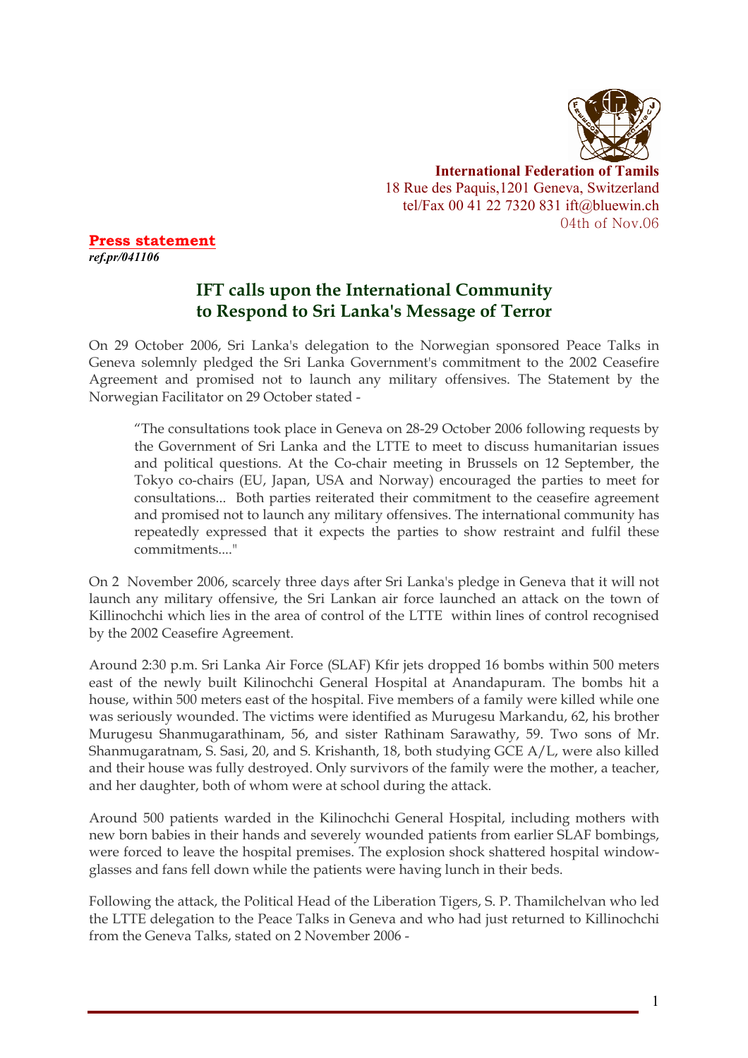**International Federation of Tamils**
18 Rue des Paquis,1201 Geneva, Switzerland
tel/Fax 00 41 22 7320 831 ift@bluewin.ch
04th of Nov.06

**Press statement**
***ref.pr/041106***

## IFT calls upon the International Community to Respond to Sri Lanka's Message of Terror

On 29 October 2006, Sri Lanka's delegation to the Norwegian sponsored Peace Talks in Geneva solemnly pledged the Sri Lanka Government's commitment to the 2002 Ceasefire Agreement and promised not to launch any military offensives. The Statement by the Norwegian Facilitator on 29 October stated -

> "The consultations took place in Geneva on 28-29 October 2006 following requests by the Government of Sri Lanka and the LTTE to meet to discuss humanitarian issues and political questions. At the Co-chair meeting in Brussels on 12 September, the Tokyo co-chairs (EU, Japan, USA and Norway) encouraged the parties to meet for consultations... Both parties reiterated their commitment to the ceasefire agreement and promised not to launch any military offensives. The international community has repeatedly expressed that it expects the parties to show restraint and fulfil these commitments...."

On 2 November 2006, scarcely three days after Sri Lanka's pledge in Geneva that it will not launch any military offensive, the Sri Lankan air force launched an attack on the town of Killinochchi which lies in the area of control of the LTTE within lines of control recognised by the 2002 Ceasefire Agreement.

Around 2:30 p.m. Sri Lanka Air Force (SLAF) Kfir jets dropped 16 bombs within 500 meters east of the newly built Kilinochchi General Hospital at Anandapuram. The bombs hit a house, within 500 meters east of the hospital. Five members of a family were killed while one was seriously wounded. The victims were identified as Murugesu Markandu, 62, his brother Murugesu Shanmugarathinam, 56, and sister Rathinam Sarawathy, 59. Two sons of Mr. Shanmugaratnam, S. Sasi, 20, and S. Krishanth, 18, both studying GCE A/L, were also killed and their house was fully destroyed. Only survivors of the family were the mother, a teacher, and her daughter, both of whom were at school during the attack.

Around 500 patients warded in the Kilinochchi General Hospital, including mothers with new born babies in their hands and severely wounded patients from earlier SLAF bombings, were forced to leave the hospital premises. The explosion shock shattered hospital window-glasses and fans fell down while the patients were having lunch in their beds.

Following the attack, the Political Head of the Liberation Tigers, S. P. Thamilchelvan who led the LTTE delegation to the Peace Talks in Geneva and who had just returned to Killinochchi from the Geneva Talks, stated on 2 November 2006 -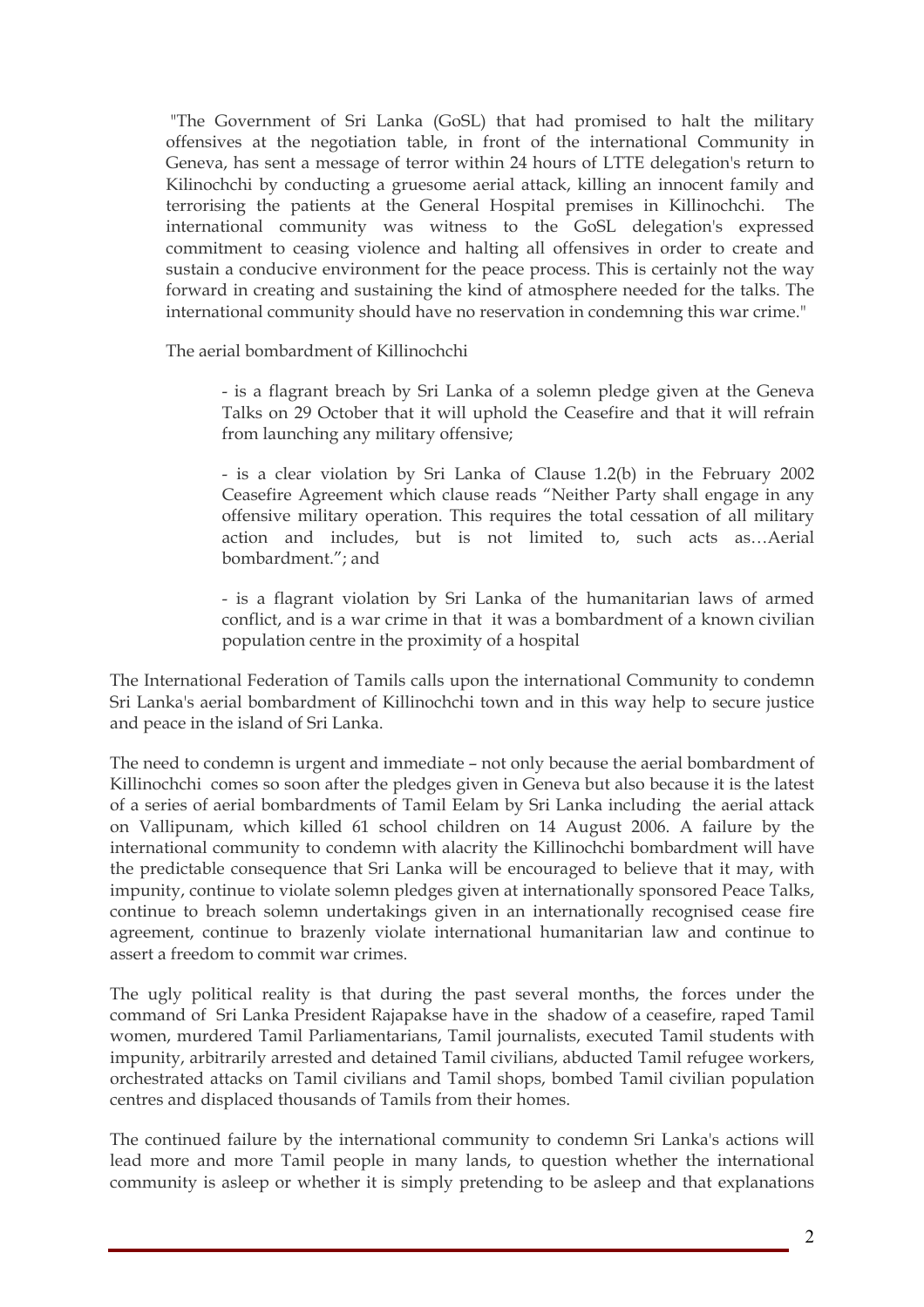"The Government of Sri Lanka (GoSL) that had promised to halt the military offensives at the negotiation table, in front of the international Community in Geneva, has sent a message of terror within 24 hours of LTTE delegation's return to Kilinochchi by conducting a gruesome aerial attack, killing an innocent family and terrorising the patients at the General Hospital premises in Killinochchi. The international community was witness to the GoSL delegation's expressed commitment to ceasing violence and halting all offensives in order to create and sustain a conducive environment for the peace process. This is certainly not the way forward in creating and sustaining the kind of atmosphere needed for the talks. The international community should have no reservation in condemning this war crime."

The aerial bombardment of Killinochchi

> - is a flagrant breach by Sri Lanka of a solemn pledge given at the Geneva Talks on 29 October that it will uphold the Ceasefire and that it will refrain from launching any military offensive;
>
> - is a clear violation by Sri Lanka of Clause 1.2(b) in the February 2002 Ceasefire Agreement which clause reads "Neither Party shall engage in any offensive military operation. This requires the total cessation of all military action and includes, but is not limited to, such acts as…Aerial bombardment."; and
>
> - is a flagrant violation by Sri Lanka of the humanitarian laws of armed conflict, and is a war crime in that it was a bombardment of a known civilian population centre in the proximity of a hospital

The International Federation of Tamils calls upon the international Community to condemn Sri Lanka's aerial bombardment of Killinochchi town and in this way help to secure justice and peace in the island of Sri Lanka.

The need to condemn is urgent and immediate – not only because the aerial bombardment of Killinochchi comes so soon after the pledges given in Geneva but also because it is the latest of a series of aerial bombardments of Tamil Eelam by Sri Lanka including the aerial attack on Vallipunam, which killed 61 school children on 14 August 2006. A failure by the international community to condemn with alacrity the Killinochchi bombardment will have the predictable consequence that Sri Lanka will be encouraged to believe that it may, with impunity, continue to violate solemn pledges given at internationally sponsored Peace Talks, continue to breach solemn undertakings given in an internationally recognised cease fire agreement, continue to brazenly violate international humanitarian law and continue to assert a freedom to commit war crimes.

The ugly political reality is that during the past several months, the forces under the command of Sri Lanka President Rajapakse have in the shadow of a ceasefire, raped Tamil women, murdered Tamil Parliamentarians, Tamil journalists, executed Tamil students with impunity, arbitrarily arrested and detained Tamil civilians, abducted Tamil refugee workers, orchestrated attacks on Tamil civilians and Tamil shops, bombed Tamil civilian population centres and displaced thousands of Tamils from their homes.

The continued failure by the international community to condemn Sri Lanka's actions will lead more and more Tamil people in many lands, to question whether the international community is asleep or whether it is simply pretending to be asleep and that explanations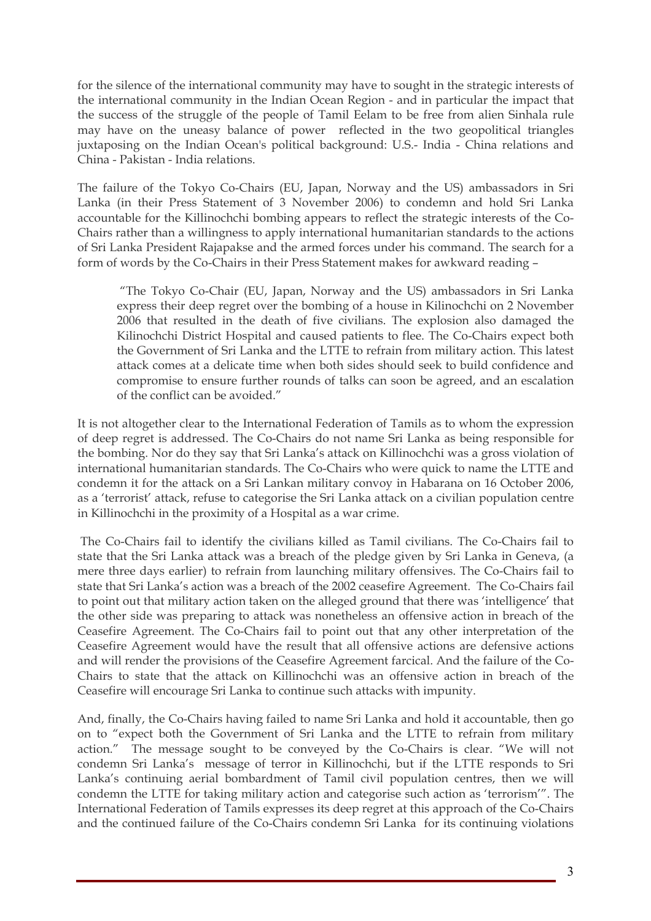for the silence of the international community may have to sought in the strategic interests of the international community in the Indian Ocean Region - and in particular the impact that the success of the struggle of the people of Tamil Eelam to be free from alien Sinhala rule may have on the uneasy balance of power reflected in the two geopolitical triangles juxtaposing on the Indian Ocean's political background: U.S.- India - China relations and China - Pakistan - India relations.

The failure of the Tokyo Co-Chairs (EU, Japan, Norway and the US) ambassadors in Sri Lanka (in their Press Statement of 3 November 2006) to condemn and hold Sri Lanka accountable for the Killinochchi bombing appears to reflect the strategic interests of the Co-Chairs rather than a willingness to apply international humanitarian standards to the actions of Sri Lanka President Rajapakse and the armed forces under his command. The search for a form of words by the Co-Chairs in their Press Statement makes for awkward reading –

> "The Tokyo Co-Chair (EU, Japan, Norway and the US) ambassadors in Sri Lanka express their deep regret over the bombing of a house in Kilinochchi on 2 November 2006 that resulted in the death of five civilians. The explosion also damaged the Kilinochchi District Hospital and caused patients to flee. The Co-Chairs expect both the Government of Sri Lanka and the LTTE to refrain from military action. This latest attack comes at a delicate time when both sides should seek to build confidence and compromise to ensure further rounds of talks can soon be agreed, and an escalation of the conflict can be avoided."

It is not altogether clear to the International Federation of Tamils as to whom the expression of deep regret is addressed. The Co-Chairs do not name Sri Lanka as being responsible for the bombing. Nor do they say that Sri Lanka's attack on Killinochchi was a gross violation of international humanitarian standards. The Co-Chairs who were quick to name the LTTE and condemn it for the attack on a Sri Lankan military convoy in Habarana on 16 October 2006, as a 'terrorist' attack, refuse to categorise the Sri Lanka attack on a civilian population centre in Killinochchi in the proximity of a Hospital as a war crime.

The Co-Chairs fail to identify the civilians killed as Tamil civilians. The Co-Chairs fail to state that the Sri Lanka attack was a breach of the pledge given by Sri Lanka in Geneva, (a mere three days earlier) to refrain from launching military offensives. The Co-Chairs fail to state that Sri Lanka's action was a breach of the 2002 ceasefire Agreement. The Co-Chairs fail to point out that military action taken on the alleged ground that there was 'intelligence' that the other side was preparing to attack was nonetheless an offensive action in breach of the Ceasefire Agreement. The Co-Chairs fail to point out that any other interpretation of the Ceasefire Agreement would have the result that all offensive actions are defensive actions and will render the provisions of the Ceasefire Agreement farcical. And the failure of the Co-Chairs to state that the attack on Killinochchi was an offensive action in breach of the Ceasefire will encourage Sri Lanka to continue such attacks with impunity.

And, finally, the Co-Chairs having failed to name Sri Lanka and hold it accountable, then go on to "expect both the Government of Sri Lanka and the LTTE to refrain from military action." The message sought to be conveyed by the Co-Chairs is clear. "We will not condemn Sri Lanka's message of terror in Killinochchi, but if the LTTE responds to Sri Lanka's continuing aerial bombardment of Tamil civil population centres, then we will condemn the LTTE for taking military action and categorise such action as 'terrorism'". The International Federation of Tamils expresses its deep regret at this approach of the Co-Chairs and the continued failure of the Co-Chairs condemn Sri Lanka for its continuing violations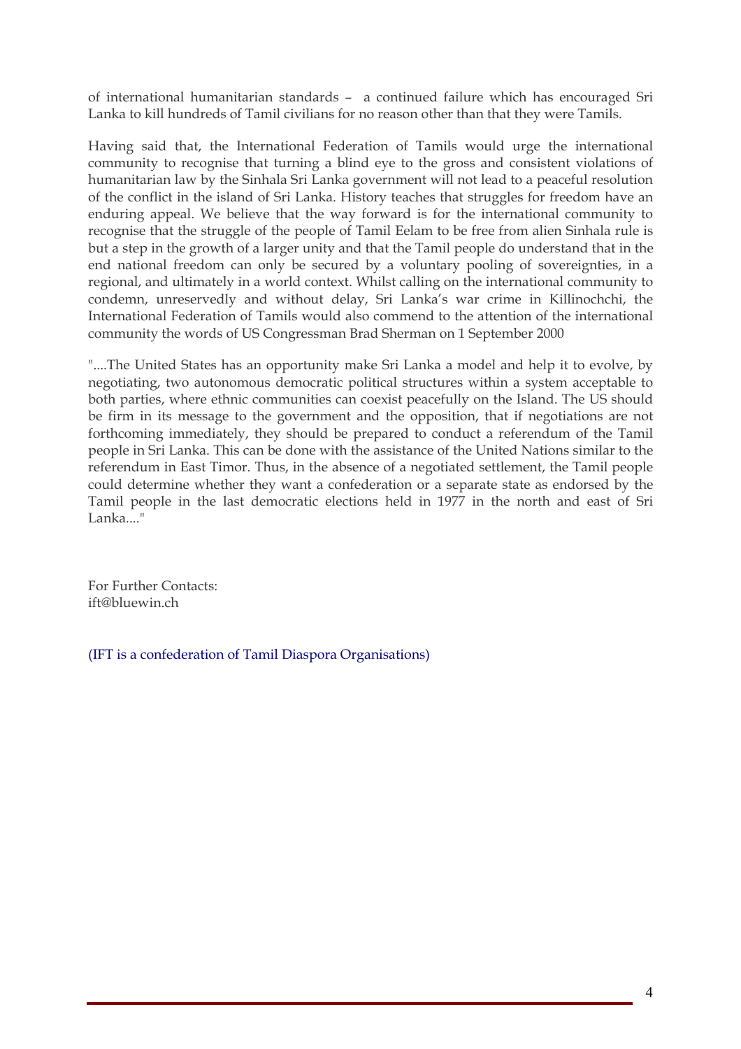of international humanitarian standards – a continued failure which has encouraged Sri Lanka to kill hundreds of Tamil civilians for no reason other than that they were Tamils.

Having said that, the International Federation of Tamils would urge the international community to recognise that turning a blind eye to the gross and consistent violations of humanitarian law by the Sinhala Sri Lanka government will not lead to a peaceful resolution of the conflict in the island of Sri Lanka. History teaches that struggles for freedom have an enduring appeal. We believe that the way forward is for the international community to recognise that the struggle of the people of Tamil Eelam to be free from alien Sinhala rule is but a step in the growth of a larger unity and that the Tamil people do understand that in the end national freedom can only be secured by a voluntary pooling of sovereignties, in a regional, and ultimately in a world context. Whilst calling on the international community to condemn, unreservedly and without delay, Sri Lanka's war crime in Killinochchi, the International Federation of Tamils would also commend to the attention of the international community the words of US Congressman Brad Sherman on 1 September 2000

"....The United States has an opportunity make Sri Lanka a model and help it to evolve, by negotiating, two autonomous democratic political structures within a system acceptable to both parties, where ethnic communities can coexist peacefully on the Island. The US should be firm in its message to the government and the opposition, that if negotiations are not forthcoming immediately, they should be prepared to conduct a referendum of the Tamil people in Sri Lanka. This can be done with the assistance of the United Nations similar to the referendum in East Timor. Thus, in the absence of a negotiated settlement, the Tamil people could determine whether they want a confederation or a separate state as endorsed by the Tamil people in the last democratic elections held in 1977 in the north and east of Sri Lanka...."

For Further Contacts:
ift@bluewin.ch

(IFT is a confederation of Tamil Diaspora Organisations)